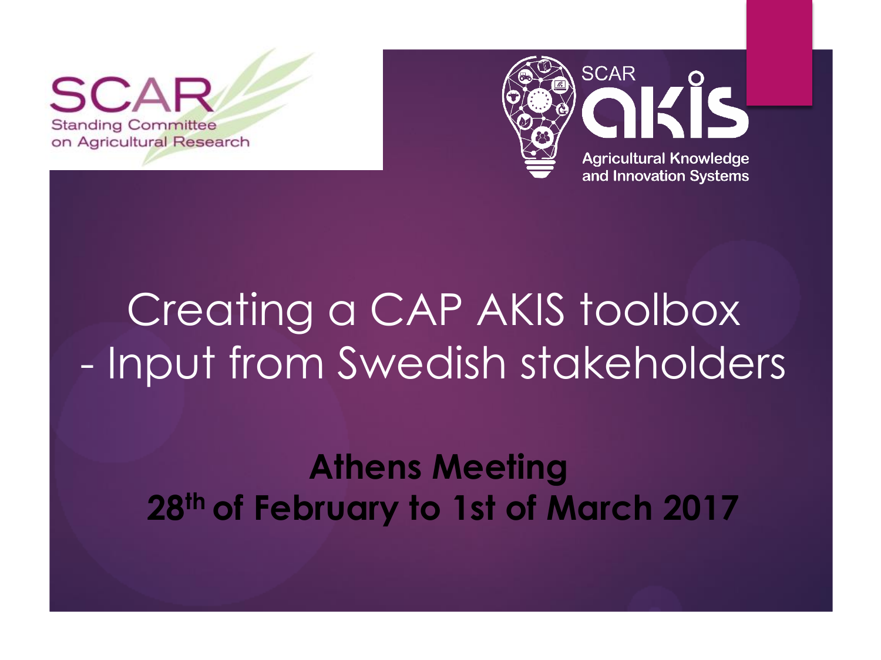SCAR
Standing Committee on Agricultural Research

SCAR akis
Agricultural Knowledge and Innovation Systems

# Creating a CAP AKIS toolbox - Input from Swedish stakeholders

**Athens Meeting**
**28th of February to 1st of March 2017**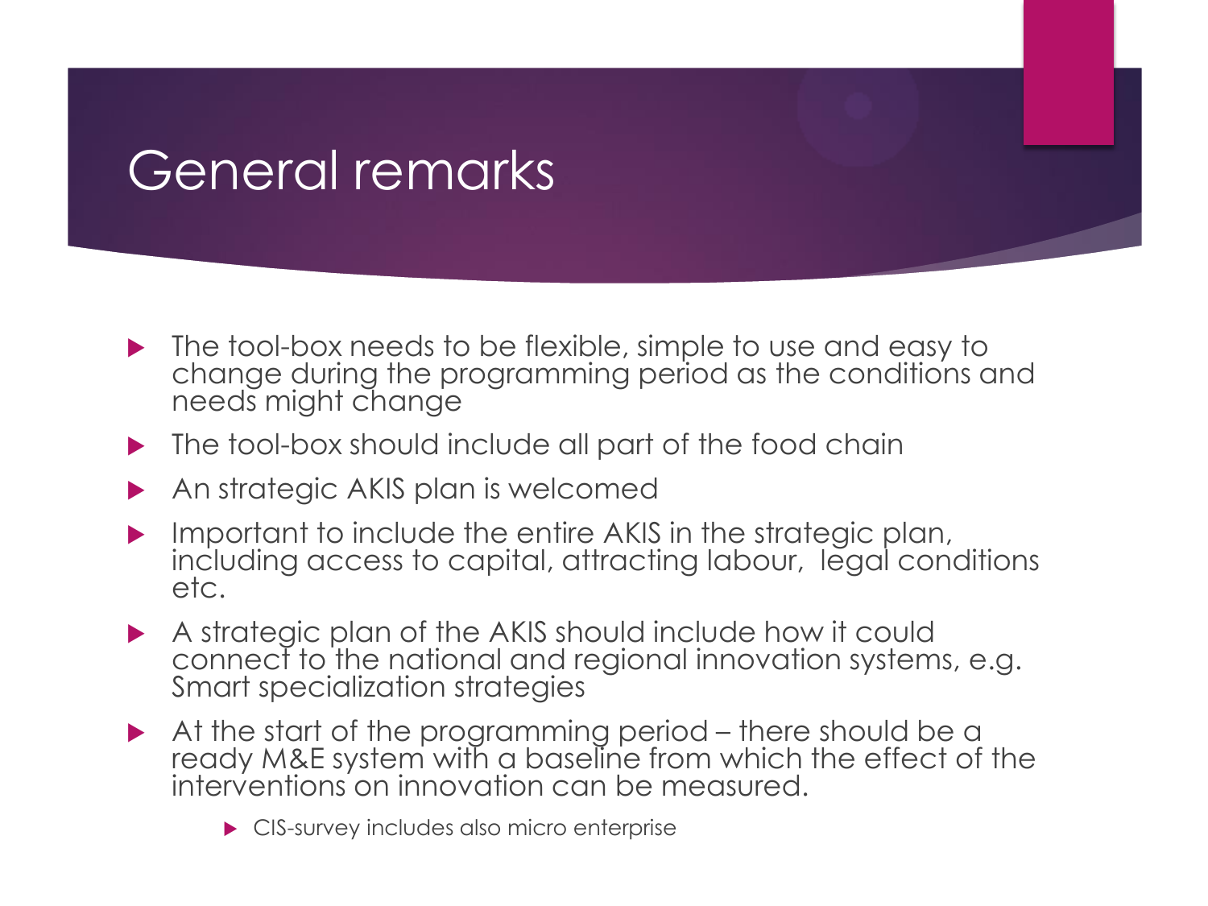# General remarks

- The tool-box needs to be flexible, simple to use and easy to change during the programming period as the conditions and needs might change
- The tool-box should include all part of the food chain
- An strategic AKIS plan is welcomed
- Important to include the entire AKIS in the strategic plan, including access to capital, attracting labour, legal conditions etc.
- A strategic plan of the AKIS should include how it could connect to the national and regional innovation systems, e.g. Smart specialization strategies
- At the start of the programming period – there should be a ready M&E system with a baseline from which the effect of the interventions on innovation can be measured.
  - CIS-survey includes also micro enterprise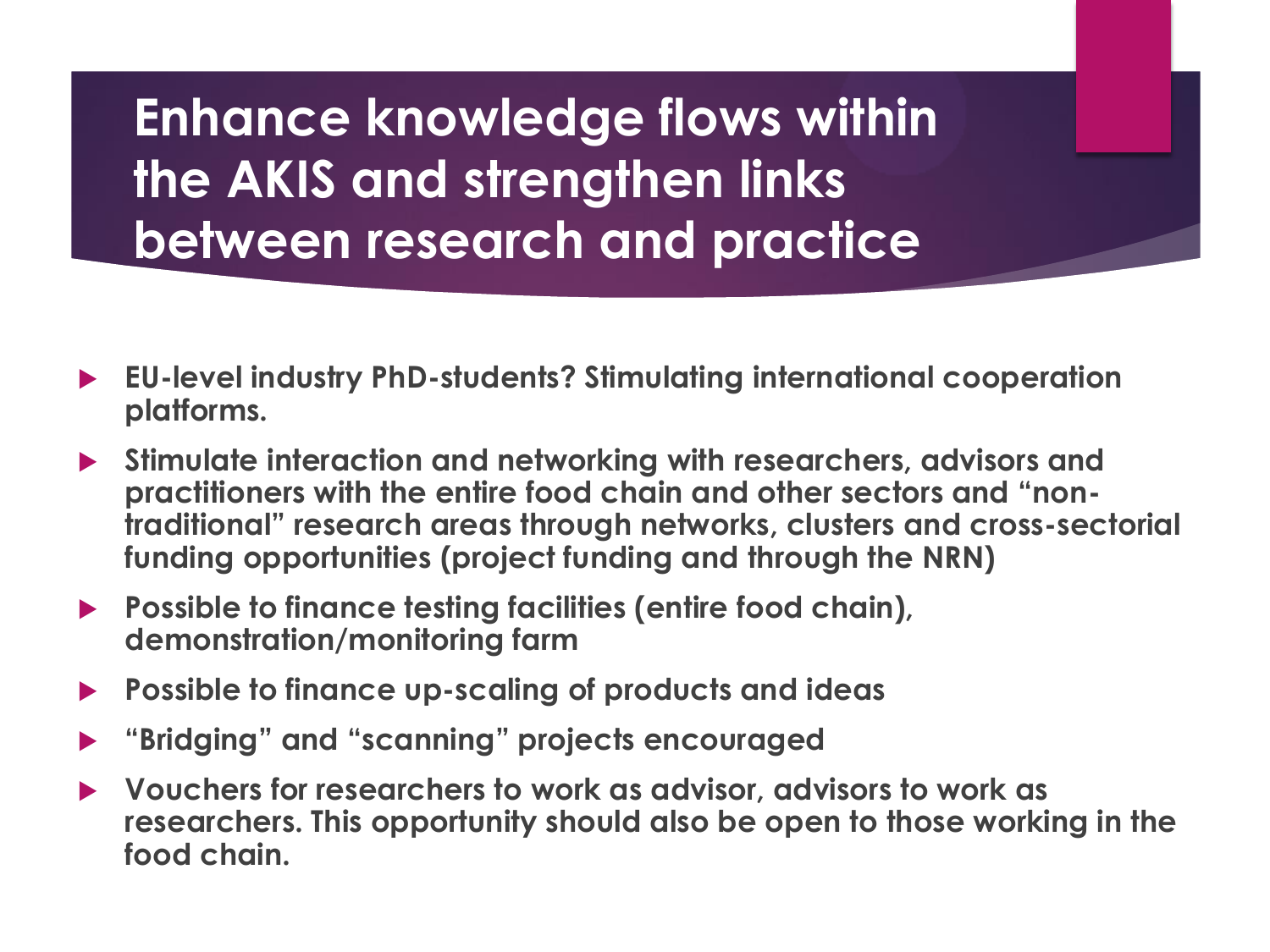# Enhance knowledge flows within the AKIS and strengthen links between research and practice

- **EU-level industry PhD-students? Stimulating international cooperation platforms.**
- **Stimulate interaction and networking with researchers, advisors and practitioners with the entire food chain and other sectors and "non-traditional" research areas through networks, clusters and cross-sectorial funding opportunities (project funding and through the NRN)**
- **Possible to finance testing facilities (entire food chain), demonstration/monitoring farm**
- **Possible to finance up-scaling of products and ideas**
- **"Bridging" and "scanning" projects encouraged**
- **Vouchers for researchers to work as advisor, advisors to work as researchers. This opportunity should also be open to those working in the food chain.**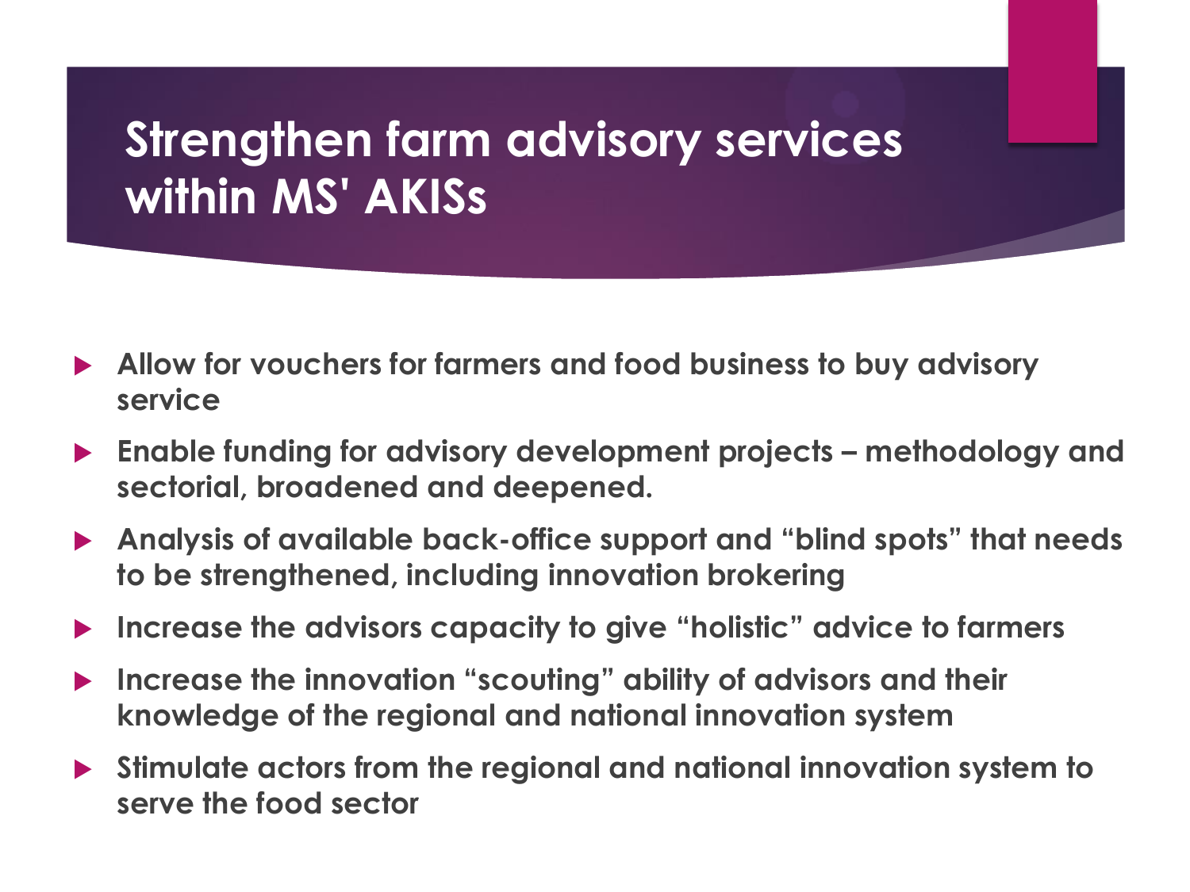# Strengthen farm advisory services within MS' AKISs

- **Allow for vouchers for farmers and food business to buy advisory service**
- **Enable funding for advisory development projects – methodology and sectorial, broadened and deepened.**
- **Analysis of available back-office support and "blind spots" that needs to be strengthened, including innovation brokering**
- **Increase the advisors capacity to give "holistic" advice to farmers**
- **Increase the innovation "scouting" ability of advisors and their knowledge of the regional and national innovation system**
- **Stimulate actors from the regional and national innovation system to serve the food sector**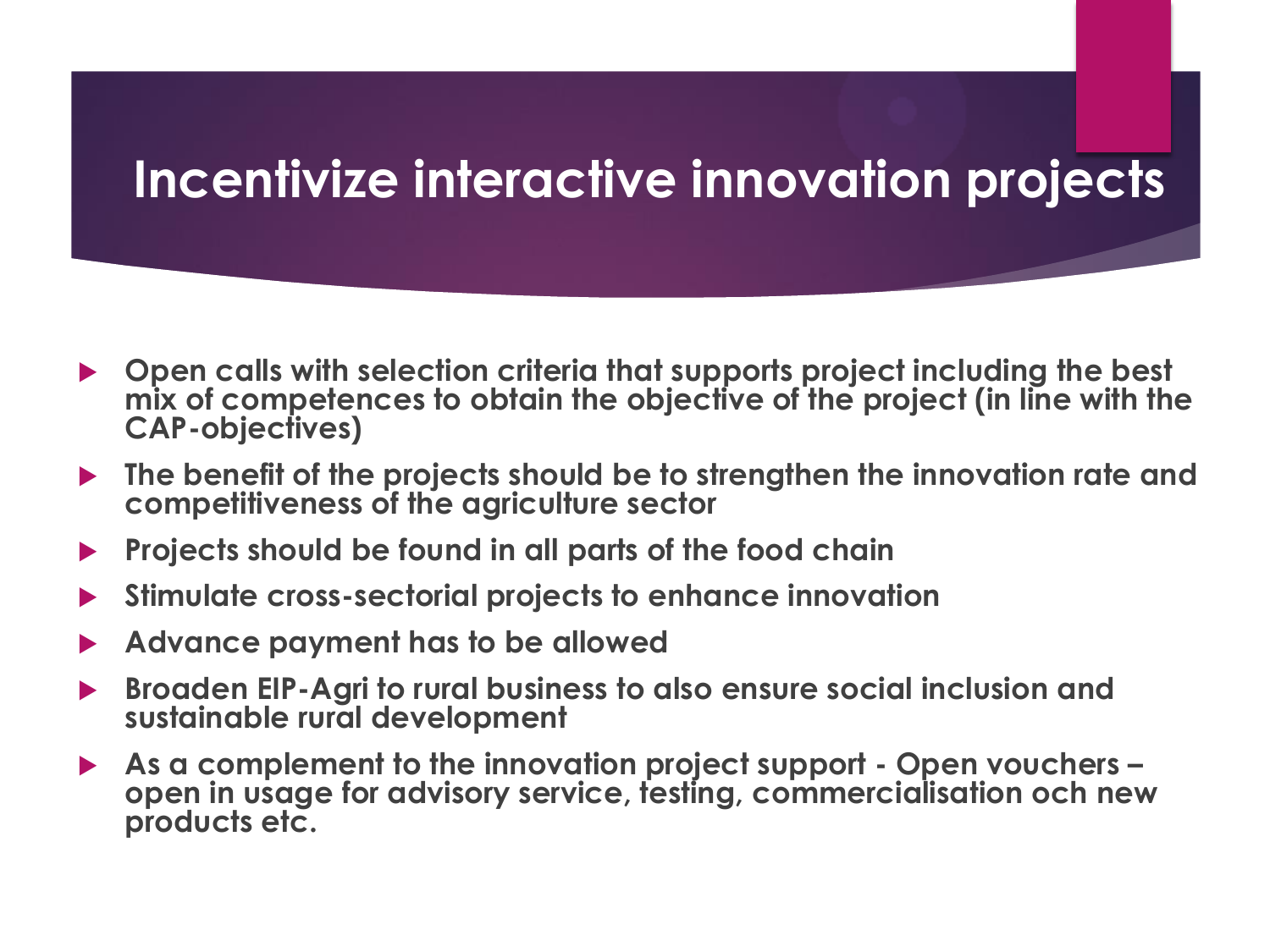# Incentivize interactive innovation projects

- Open calls with selection criteria that supports project including the best mix of competences to obtain the objective of the project (in line with the CAP-objectives)
- The benefit of the projects should be to strengthen the innovation rate and competitiveness of the agriculture sector
- Projects should be found in all parts of the food chain
- Stimulate cross-sectorial projects to enhance innovation
- Advance payment has to be allowed
- Broaden EIP-Agri to rural business to also ensure social inclusion and sustainable rural development
- As a complement to the innovation project support - Open vouchers – open in usage for advisory service, testing, commercialisation och new products etc.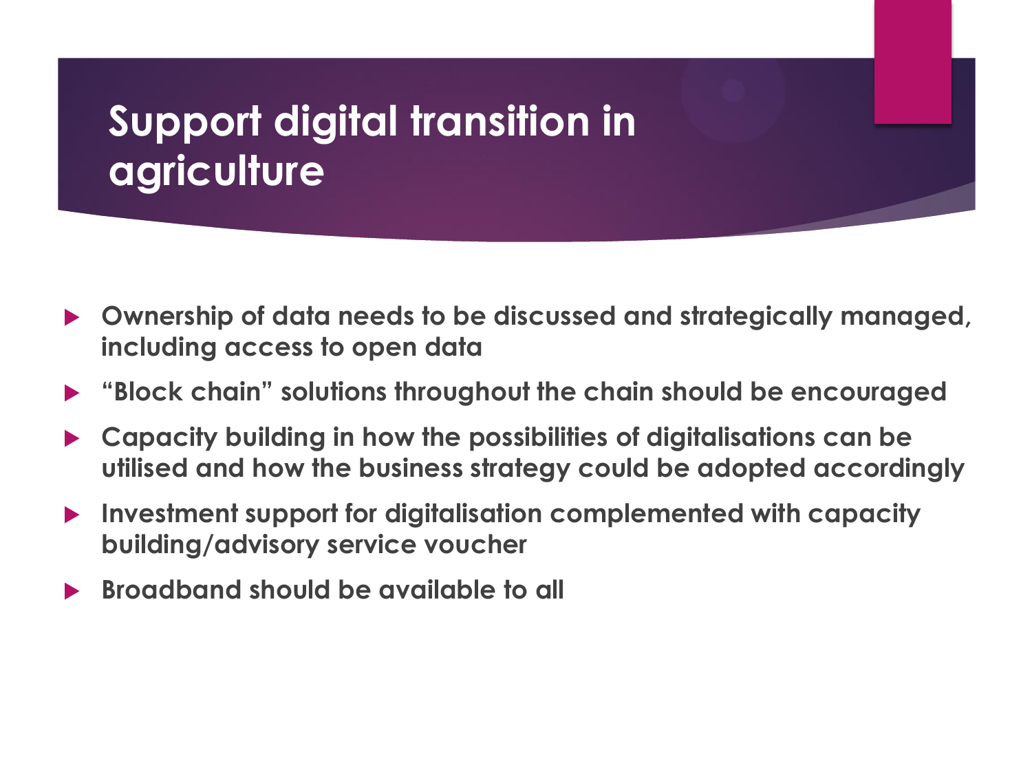# Support digital transition in agriculture

- **Ownership of data needs to be discussed and strategically managed, including access to open data**
- **"Block chain" solutions throughout the chain should be encouraged**
- **Capacity building in how the possibilities of digitalisations can be utilised and how the business strategy could be adopted accordingly**
- **Investment support for digitalisation complemented with capacity building/advisory service voucher**
- **Broadband should be available to all**